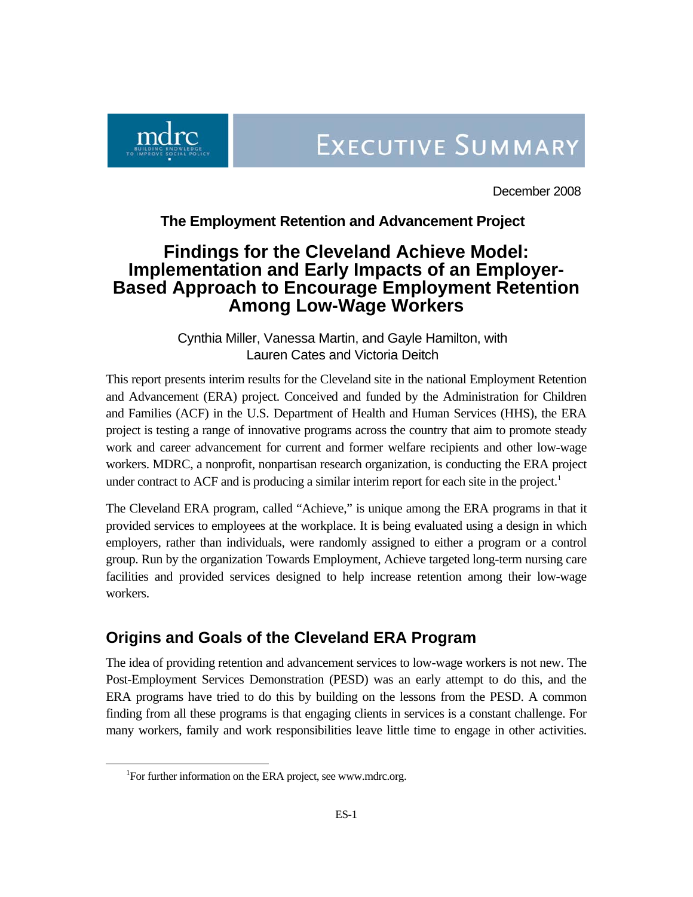EXECUTIVE SUMMARY

December 2008

**The Employment Retention and Advancement Project**

# Findings for the Cleveland Achieve Model: Implementation and Early Impacts of an Employer-Based Approach to Encourage Employment Retention Among Low-Wage Workers

Cynthia Miller, Vanessa Martin, and Gayle Hamilton, with Lauren Cates and Victoria Deitch

This report presents interim results for the Cleveland site in the national Employment Retention and Advancement (ERA) project. Conceived and funded by the Administration for Children and Families (ACF) in the U.S. Department of Health and Human Services (HHS), the ERA project is testing a range of innovative programs across the country that aim to promote steady work and career advancement for current and former welfare recipients and other low-wage workers. MDRC, a nonprofit, nonpartisan research organization, is conducting the ERA project under contract to ACF and is producing a similar interim report for each site in the project.[1]

The Cleveland ERA program, called "Achieve," is unique among the ERA programs in that it provided services to employees at the workplace. It is being evaluated using a design in which employers, rather than individuals, were randomly assigned to either a program or a control group. Run by the organization Towards Employment, Achieve targeted long-term nursing care facilities and provided services designed to help increase retention among their low-wage workers.

## Origins and Goals of the Cleveland ERA Program

The idea of providing retention and advancement services to low-wage workers is not new. The Post-Employment Services Demonstration (PESD) was an early attempt to do this, and the ERA programs have tried to do this by building on the lessons from the PESD. A common finding from all these programs is that engaging clients in services is a constant challenge. For many workers, family and work responsibilities leave little time to engage in other activities.

[1]For further information on the ERA project, see www.mdrc.org.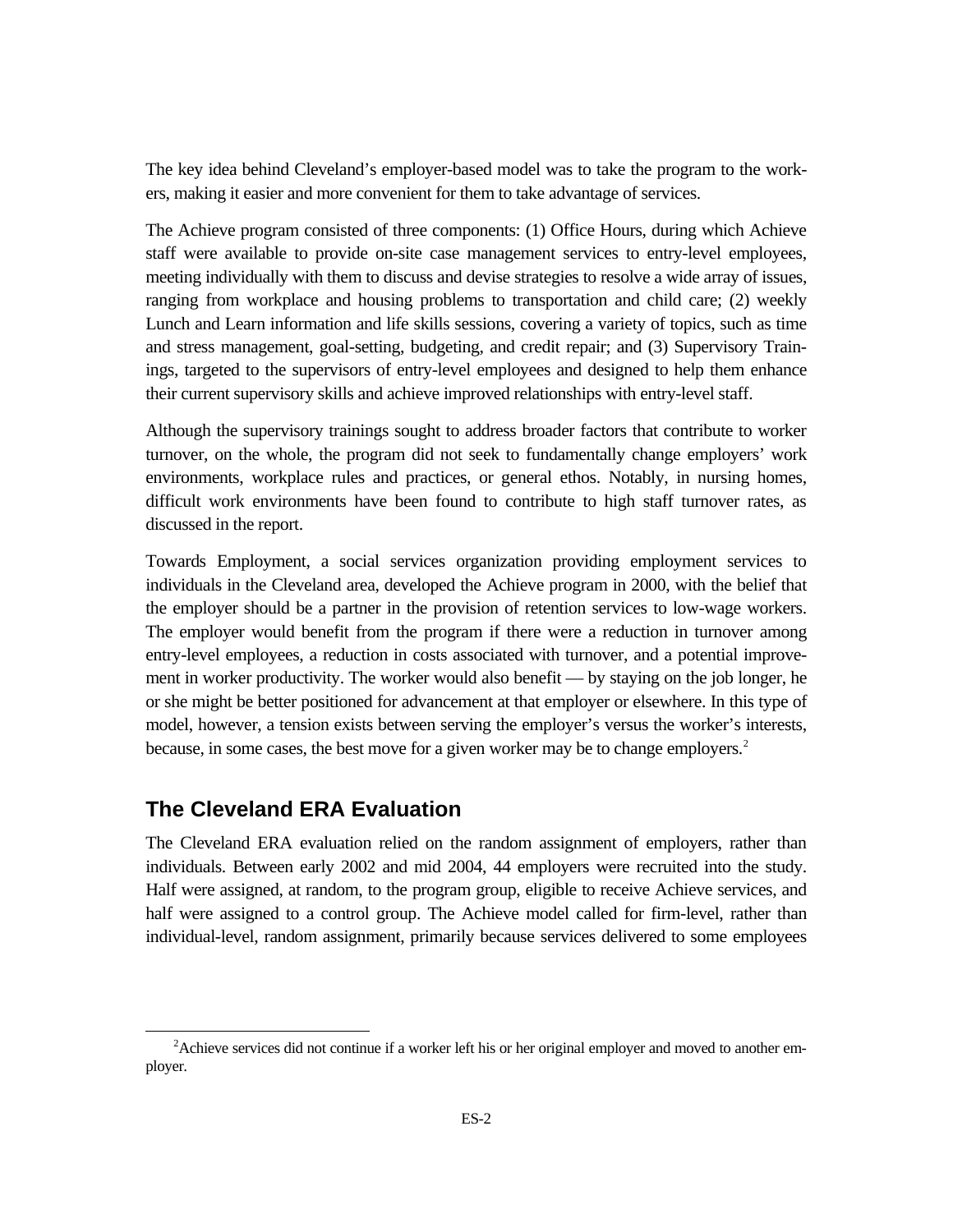The key idea behind Cleveland's employer-based model was to take the program to the workers, making it easier and more convenient for them to take advantage of services.

The Achieve program consisted of three components: (1) Office Hours, during which Achieve staff were available to provide on-site case management services to entry-level employees, meeting individually with them to discuss and devise strategies to resolve a wide array of issues, ranging from workplace and housing problems to transportation and child care; (2) weekly Lunch and Learn information and life skills sessions, covering a variety of topics, such as time and stress management, goal-setting, budgeting, and credit repair; and (3) Supervisory Trainings, targeted to the supervisors of entry-level employees and designed to help them enhance their current supervisory skills and achieve improved relationships with entry-level staff.

Although the supervisory trainings sought to address broader factors that contribute to worker turnover, on the whole, the program did not seek to fundamentally change employers' work environments, workplace rules and practices, or general ethos. Notably, in nursing homes, difficult work environments have been found to contribute to high staff turnover rates, as discussed in the report.

Towards Employment, a social services organization providing employment services to individuals in the Cleveland area, developed the Achieve program in 2000, with the belief that the employer should be a partner in the provision of retention services to low-wage workers. The employer would benefit from the program if there were a reduction in turnover among entry-level employees, a reduction in costs associated with turnover, and a potential improvement in worker productivity. The worker would also benefit — by staying on the job longer, he or she might be better positioned for advancement at that employer or elsewhere. In this type of model, however, a tension exists between serving the employer's versus the worker's interests, because, in some cases, the best move for a given worker may be to change employers.[2]

## The Cleveland ERA Evaluation

The Cleveland ERA evaluation relied on the random assignment of employers, rather than individuals. Between early 2002 and mid 2004, 44 employers were recruited into the study. Half were assigned, at random, to the program group, eligible to receive Achieve services, and half were assigned to a control group. The Achieve model called for firm-level, rather than individual-level, random assignment, primarily because services delivered to some employees

[2] Achieve services did not continue if a worker left his or her original employer and moved to another employer.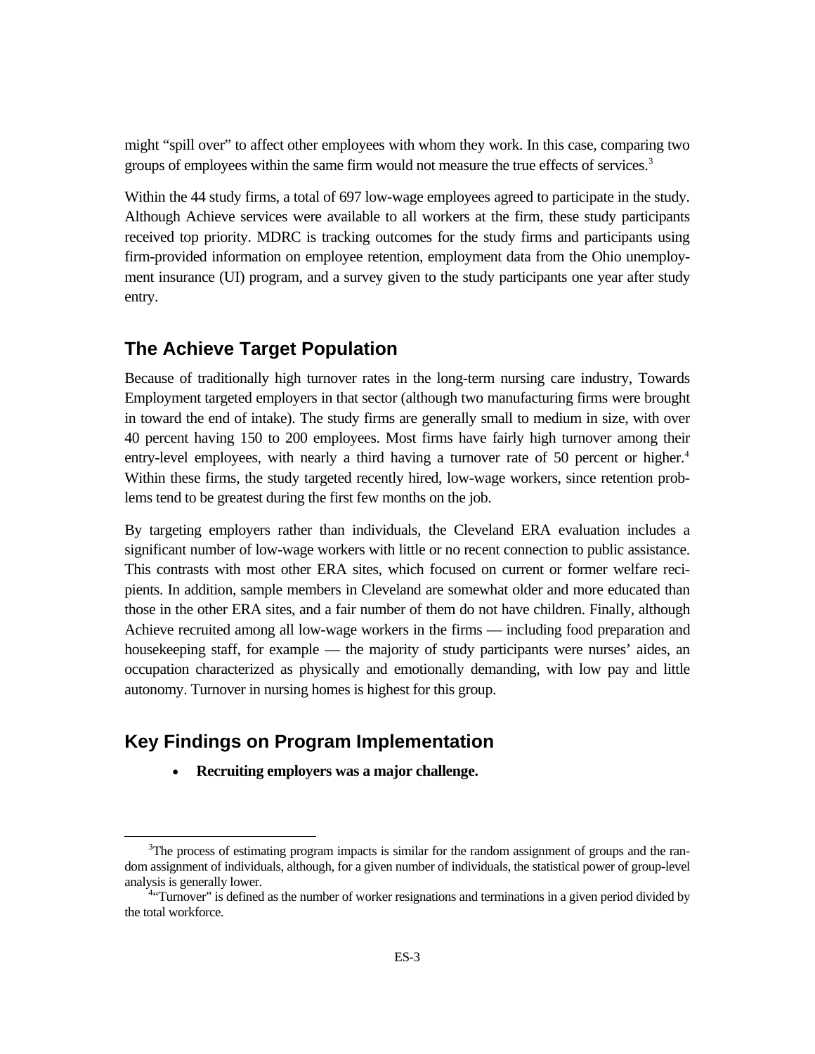might "spill over" to affect other employees with whom they work. In this case, comparing two groups of employees within the same firm would not measure the true effects of services.[3]

Within the 44 study firms, a total of 697 low-wage employees agreed to participate in the study. Although Achieve services were available to all workers at the firm, these study participants received top priority. MDRC is tracking outcomes for the study firms and participants using firm-provided information on employee retention, employment data from the Ohio unemployment insurance (UI) program, and a survey given to the study participants one year after study entry.

## The Achieve Target Population

Because of traditionally high turnover rates in the long-term nursing care industry, Towards Employment targeted employers in that sector (although two manufacturing firms were brought in toward the end of intake). The study firms are generally small to medium in size, with over 40 percent having 150 to 200 employees. Most firms have fairly high turnover among their entry-level employees, with nearly a third having a turnover rate of 50 percent or higher.[4] Within these firms, the study targeted recently hired, low-wage workers, since retention problems tend to be greatest during the first few months on the job.

By targeting employers rather than individuals, the Cleveland ERA evaluation includes a significant number of low-wage workers with little or no recent connection to public assistance. This contrasts with most other ERA sites, which focused on current or former welfare recipients. In addition, sample members in Cleveland are somewhat older and more educated than those in the other ERA sites, and a fair number of them do not have children. Finally, although Achieve recruited among all low-wage workers in the firms — including food preparation and housekeeping staff, for example — the majority of study participants were nurses' aides, an occupation characterized as physically and emotionally demanding, with low pay and little autonomy. Turnover in nursing homes is highest for this group.

## Key Findings on Program Implementation

- **Recruiting employers was a major challenge.**

---

[3]The process of estimating program impacts is similar for the random assignment of groups and the random assignment of individuals, although, for a given number of individuals, the statistical power of group-level analysis is generally lower.

[4]"Turnover" is defined as the number of worker resignations and terminations in a given period divided by the total workforce.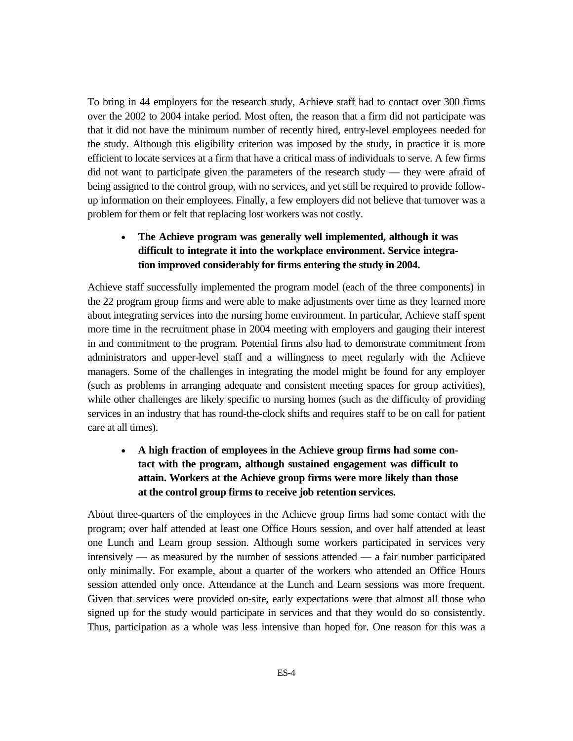To bring in 44 employers for the research study, Achieve staff had to contact over 300 firms over the 2002 to 2004 intake period. Most often, the reason that a firm did not participate was that it did not have the minimum number of recently hired, entry-level employees needed for the study. Although this eligibility criterion was imposed by the study, in practice it is more efficient to locate services at a firm that have a critical mass of individuals to serve. A few firms did not want to participate given the parameters of the research study — they were afraid of being assigned to the control group, with no services, and yet still be required to provide follow-up information on their employees. Finally, a few employers did not believe that turnover was a problem for them or felt that replacing lost workers was not costly.

- **The Achieve program was generally well implemented, although it was difficult to integrate it into the workplace environment. Service integration improved considerably for firms entering the study in 2004.**

Achieve staff successfully implemented the program model (each of the three components) in the 22 program group firms and were able to make adjustments over time as they learned more about integrating services into the nursing home environment. In particular, Achieve staff spent more time in the recruitment phase in 2004 meeting with employers and gauging their interest in and commitment to the program. Potential firms also had to demonstrate commitment from administrators and upper-level staff and a willingness to meet regularly with the Achieve managers. Some of the challenges in integrating the model might be found for any employer (such as problems in arranging adequate and consistent meeting spaces for group activities), while other challenges are likely specific to nursing homes (such as the difficulty of providing services in an industry that has round-the-clock shifts and requires staff to be on call for patient care at all times).

- **A high fraction of employees in the Achieve group firms had some contact with the program, although sustained engagement was difficult to attain. Workers at the Achieve group firms were more likely than those at the control group firms to receive job retention services.**

About three-quarters of the employees in the Achieve group firms had some contact with the program; over half attended at least one Office Hours session, and over half attended at least one Lunch and Learn group session. Although some workers participated in services very intensively — as measured by the number of sessions attended — a fair number participated only minimally. For example, about a quarter of the workers who attended an Office Hours session attended only once. Attendance at the Lunch and Learn sessions was more frequent. Given that services were provided on-site, early expectations were that almost all those who signed up for the study would participate in services and that they would do so consistently. Thus, participation as a whole was less intensive than hoped for. One reason for this was a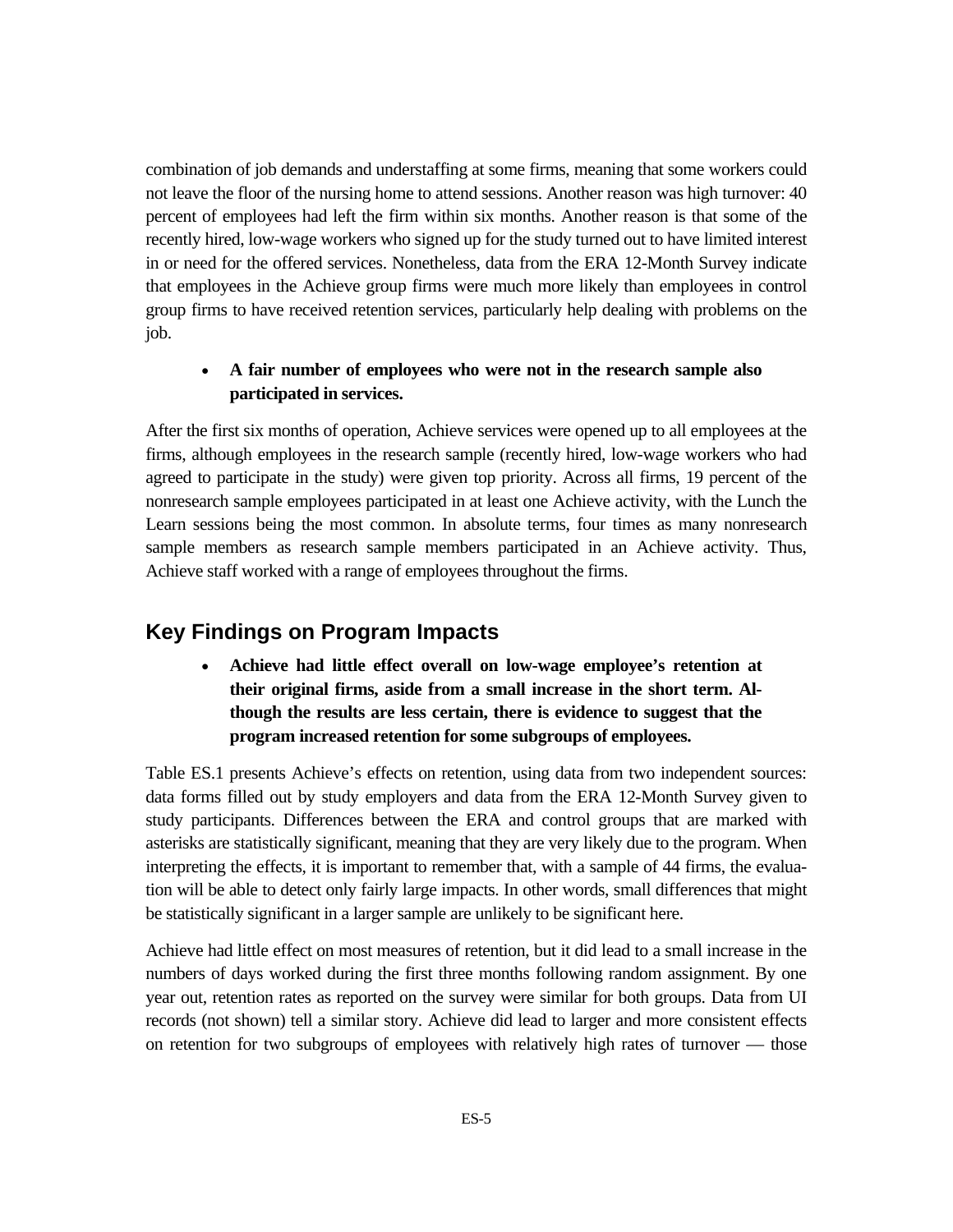combination of job demands and understaffing at some firms, meaning that some workers could not leave the floor of the nursing home to attend sessions. Another reason was high turnover: 40 percent of employees had left the firm within six months. Another reason is that some of the recently hired, low-wage workers who signed up for the study turned out to have limited interest in or need for the offered services. Nonetheless, data from the ERA 12-Month Survey indicate that employees in the Achieve group firms were much more likely than employees in control group firms to have received retention services, particularly help dealing with problems on the job.

- **A fair number of employees who were not in the research sample also participated in services.**

After the first six months of operation, Achieve services were opened up to all employees at the firms, although employees in the research sample (recently hired, low-wage workers who had agreed to participate in the study) were given top priority. Across all firms, 19 percent of the nonresearch sample employees participated in at least one Achieve activity, with the Lunch the Learn sessions being the most common. In absolute terms, four times as many nonresearch sample members as research sample members participated in an Achieve activity. Thus, Achieve staff worked with a range of employees throughout the firms.

## Key Findings on Program Impacts

- **Achieve had little effect overall on low-wage employee's retention at their original firms, aside from a small increase in the short term. Although the results are less certain, there is evidence to suggest that the program increased retention for some subgroups of employees.**

Table ES.1 presents Achieve's effects on retention, using data from two independent sources: data forms filled out by study employers and data from the ERA 12-Month Survey given to study participants. Differences between the ERA and control groups that are marked with asterisks are statistically significant, meaning that they are very likely due to the program. When interpreting the effects, it is important to remember that, with a sample of 44 firms, the evaluation will be able to detect only fairly large impacts. In other words, small differences that might be statistically significant in a larger sample are unlikely to be significant here.

Achieve had little effect on most measures of retention, but it did lead to a small increase in the numbers of days worked during the first three months following random assignment. By one year out, retention rates as reported on the survey were similar for both groups. Data from UI records (not shown) tell a similar story. Achieve did lead to larger and more consistent effects on retention for two subgroups of employees with relatively high rates of turnover — those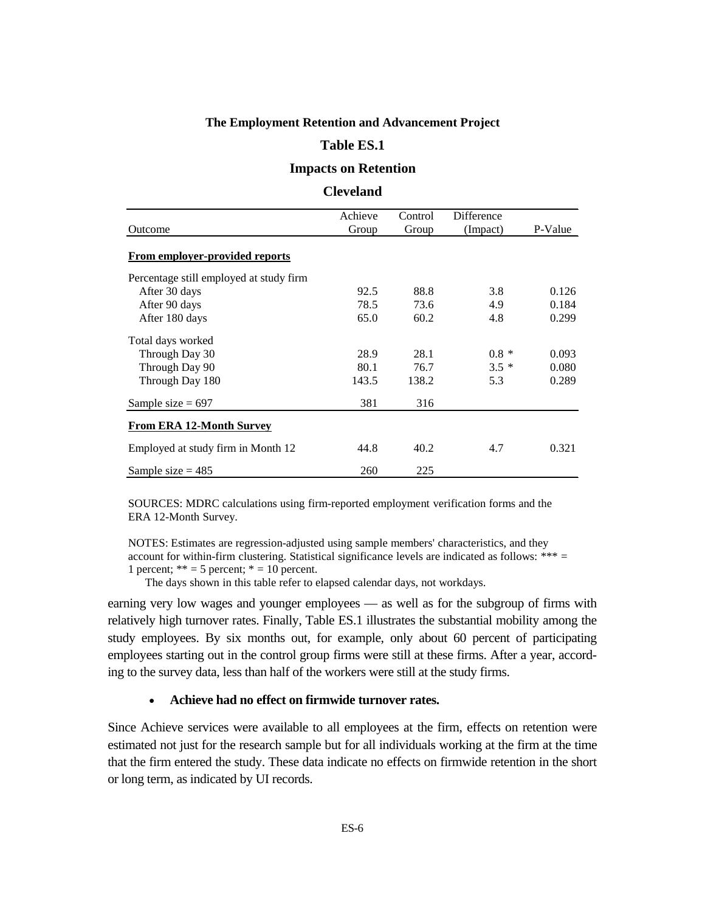**The Employment Retention and Advancement Project**

**Table ES.1**

**Impacts on Retention**

**Cleveland**

| Outcome | Achieve Group | Control Group | Difference (Impact) | P-Value |
|---|---|---|---|---|
| **From employer-provided reports** | | | | |
| Percentage still employed at study firm | | | | |
| After 30 days | 92.5 | 88.8 | 3.8 | 0.126 |
| After 90 days | 78.5 | 73.6 | 4.9 | 0.184 |
| After 180 days | 65.0 | 60.2 | 4.8 | 0.299 |
| Total days worked | | | | |
| Through Day 30 | 28.9 | 28.1 | 0.8 * | 0.093 |
| Through Day 90 | 80.1 | 76.7 | 3.5 * | 0.080 |
| Through Day 180 | 143.5 | 138.2 | 5.3 | 0.289 |
| Sample size = 697 | 381 | 316 | | |
| **From ERA 12-Month Survey** | | | | |
| Employed at study firm in Month 12 | 44.8 | 40.2 | 4.7 | 0.321 |
| Sample size = 485 | 260 | 225 | | |

SOURCES: MDRC calculations using firm-reported employment verification forms and the ERA 12-Month Survey.

NOTES: Estimates are regression-adjusted using sample members' characteristics, and they account for within-firm clustering. Statistical significance levels are indicated as follows: *** = 1 percent; ** = 5 percent; * = 10 percent.

The days shown in this table refer to elapsed calendar days, not workdays.

earning very low wages and younger employees — as well as for the subgroup of firms with relatively high turnover rates. Finally, Table ES.1 illustrates the substantial mobility among the study employees. By six months out, for example, only about 60 percent of participating employees starting out in the control group firms were still at these firms. After a year, according to the survey data, less than half of the workers were still at the study firms.

- **Achieve had no effect on firmwide turnover rates.**

Since Achieve services were available to all employees at the firm, effects on retention were estimated not just for the research sample but for all individuals working at the firm at the time that the firm entered the study. These data indicate no effects on firmwide retention in the short or long term, as indicated by UI records.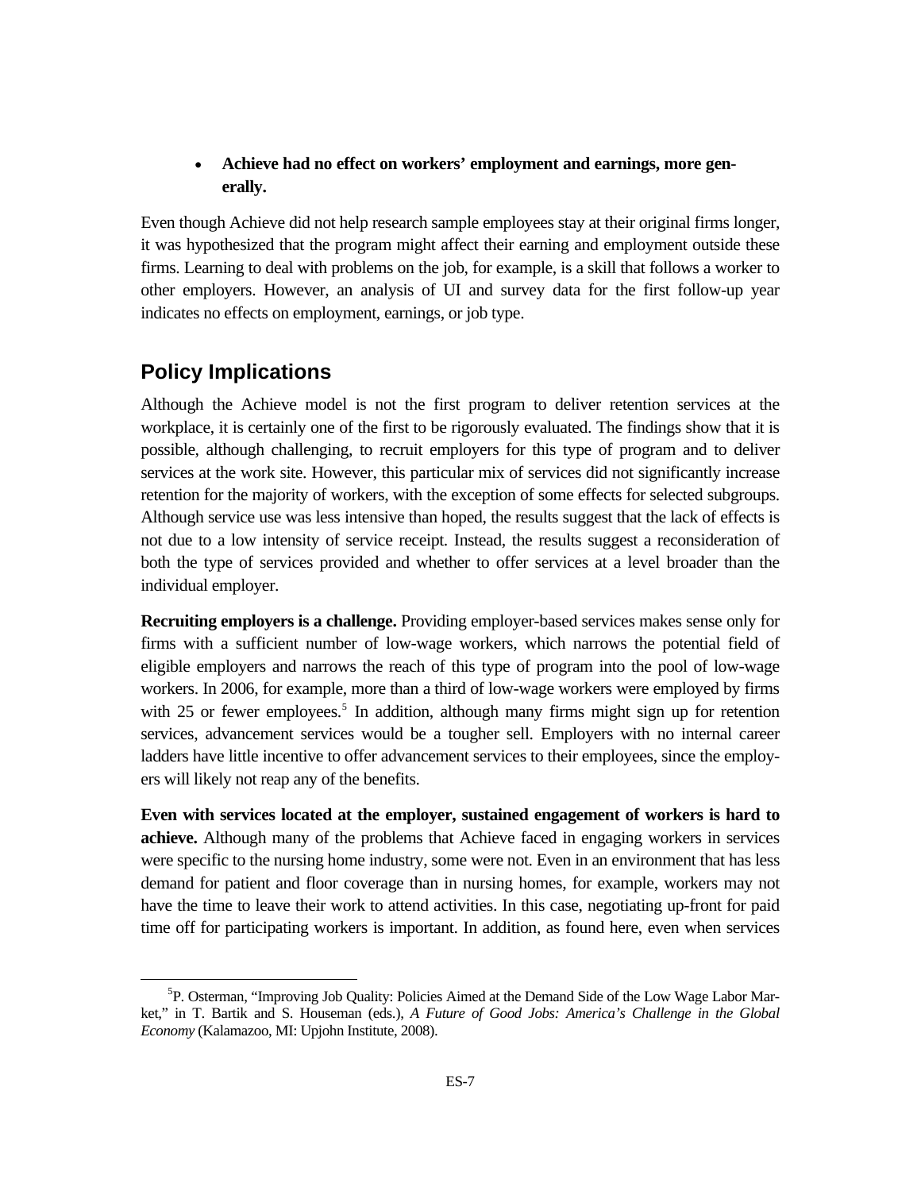- **Achieve had no effect on workers' employment and earnings, more generally.**

Even though Achieve did not help research sample employees stay at their original firms longer, it was hypothesized that the program might affect their earning and employment outside these firms. Learning to deal with problems on the job, for example, is a skill that follows a worker to other employers. However, an analysis of UI and survey data for the first follow-up year indicates no effects on employment, earnings, or job type.

## Policy Implications

Although the Achieve model is not the first program to deliver retention services at the workplace, it is certainly one of the first to be rigorously evaluated. The findings show that it is possible, although challenging, to recruit employers for this type of program and to deliver services at the work site. However, this particular mix of services did not significantly increase retention for the majority of workers, with the exception of some effects for selected subgroups. Although service use was less intensive than hoped, the results suggest that the lack of effects is not due to a low intensity of service receipt. Instead, the results suggest a reconsideration of both the type of services provided and whether to offer services at a level broader than the individual employer.

**Recruiting employers is a challenge.** Providing employer-based services makes sense only for firms with a sufficient number of low-wage workers, which narrows the potential field of eligible employers and narrows the reach of this type of program into the pool of low-wage workers. In 2006, for example, more than a third of low-wage workers were employed by firms with 25 or fewer employees.[5] In addition, although many firms might sign up for retention services, advancement services would be a tougher sell. Employers with no internal career ladders have little incentive to offer advancement services to their employees, since the employers will likely not reap any of the benefits.

**Even with services located at the employer, sustained engagement of workers is hard to achieve.** Although many of the problems that Achieve faced in engaging workers in services were specific to the nursing home industry, some were not. Even in an environment that has less demand for patient and floor coverage than in nursing homes, for example, workers may not have the time to leave their work to attend activities. In this case, negotiating up-front for paid time off for participating workers is important. In addition, as found here, even when services

[5] P. Osterman, "Improving Job Quality: Policies Aimed at the Demand Side of the Low Wage Labor Market," in T. Bartik and S. Houseman (eds.), *A Future of Good Jobs: America's Challenge in the Global Economy* (Kalamazoo, MI: Upjohn Institute, 2008).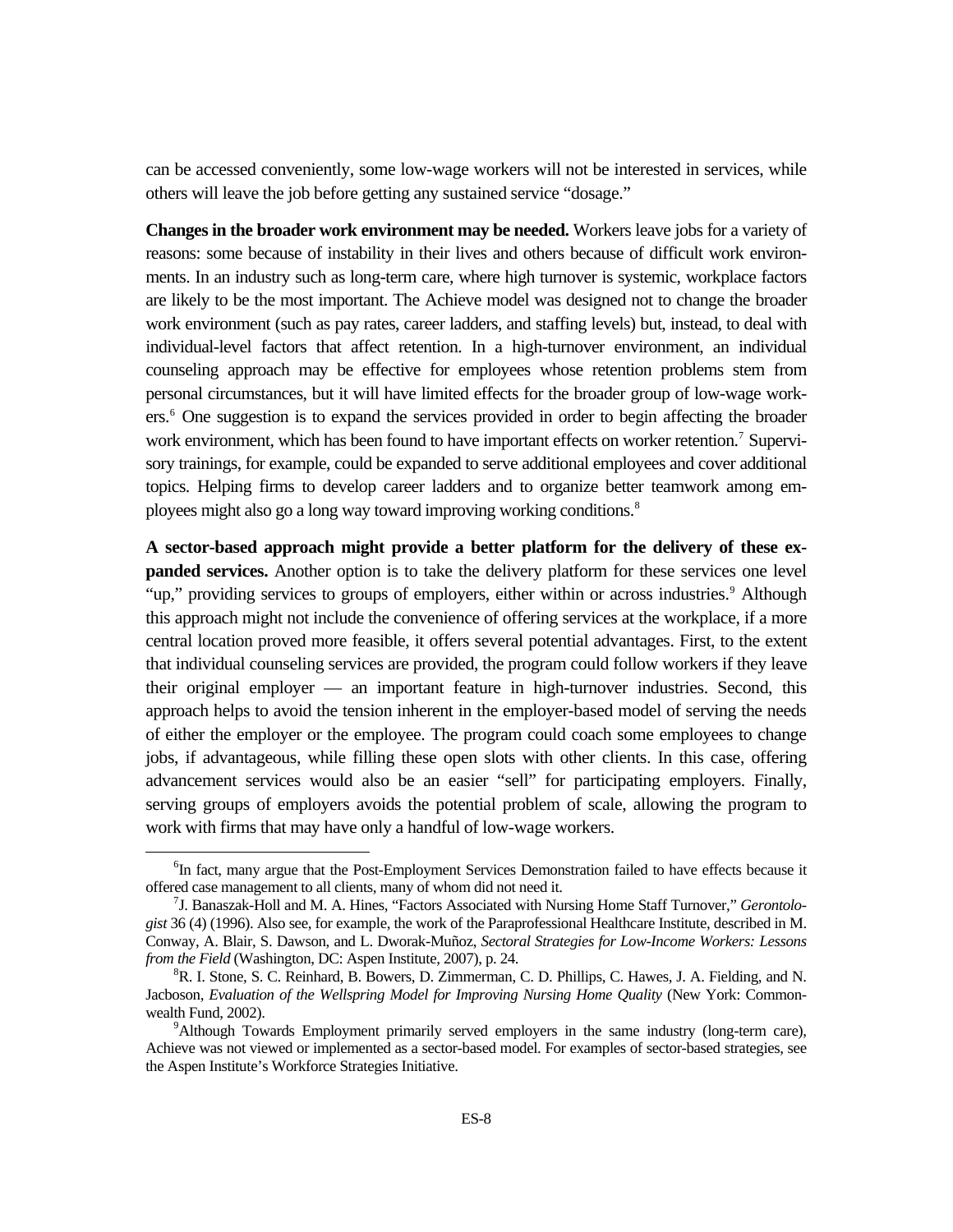can be accessed conveniently, some low-wage workers will not be interested in services, while others will leave the job before getting any sustained service "dosage."

**Changes in the broader work environment may be needed.** Workers leave jobs for a variety of reasons: some because of instability in their lives and others because of difficult work environments. In an industry such as long-term care, where high turnover is systemic, workplace factors are likely to be the most important. The Achieve model was designed not to change the broader work environment (such as pay rates, career ladders, and staffing levels) but, instead, to deal with individual-level factors that affect retention. In a high-turnover environment, an individual counseling approach may be effective for employees whose retention problems stem from personal circumstances, but it will have limited effects for the broader group of low-wage workers.[6] One suggestion is to expand the services provided in order to begin affecting the broader work environment, which has been found to have important effects on worker retention.[7] Supervisory trainings, for example, could be expanded to serve additional employees and cover additional topics. Helping firms to develop career ladders and to organize better teamwork among employees might also go a long way toward improving working conditions.[8]

**A sector-based approach might provide a better platform for the delivery of these expanded services.** Another option is to take the delivery platform for these services one level "up," providing services to groups of employers, either within or across industries.[9] Although this approach might not include the convenience of offering services at the workplace, if a more central location proved more feasible, it offers several potential advantages. First, to the extent that individual counseling services are provided, the program could follow workers if they leave their original employer — an important feature in high-turnover industries. Second, this approach helps to avoid the tension inherent in the employer-based model of serving the needs of either the employer or the employee. The program could coach some employees to change jobs, if advantageous, while filling these open slots with other clients. In this case, offering advancement services would also be an easier "sell" for participating employers. Finally, serving groups of employers avoids the potential problem of scale, allowing the program to work with firms that may have only a handful of low-wage workers.

---

[6] In fact, many argue that the Post-Employment Services Demonstration failed to have effects because it offered case management to all clients, many of whom did not need it.

[7] J. Banaszak-Holl and M. A. Hines, "Factors Associated with Nursing Home Staff Turnover," *Gerontologist* 36 (4) (1996). Also see, for example, the work of the Paraprofessional Healthcare Institute, described in M. Conway, A. Blair, S. Dawson, and L. Dworak-Muñoz, *Sectoral Strategies for Low-Income Workers: Lessons from the Field* (Washington, DC: Aspen Institute, 2007), p. 24.

[8] R. I. Stone, S. C. Reinhard, B. Bowers, D. Zimmerman, C. D. Phillips, C. Hawes, J. A. Fielding, and N. Jacboson, *Evaluation of the Wellspring Model for Improving Nursing Home Quality* (New York: Commonwealth Fund, 2002).

[9] Although Towards Employment primarily served employers in the same industry (long-term care), Achieve was not viewed or implemented as a sector-based model. For examples of sector-based strategies, see the Aspen Institute's Workforce Strategies Initiative.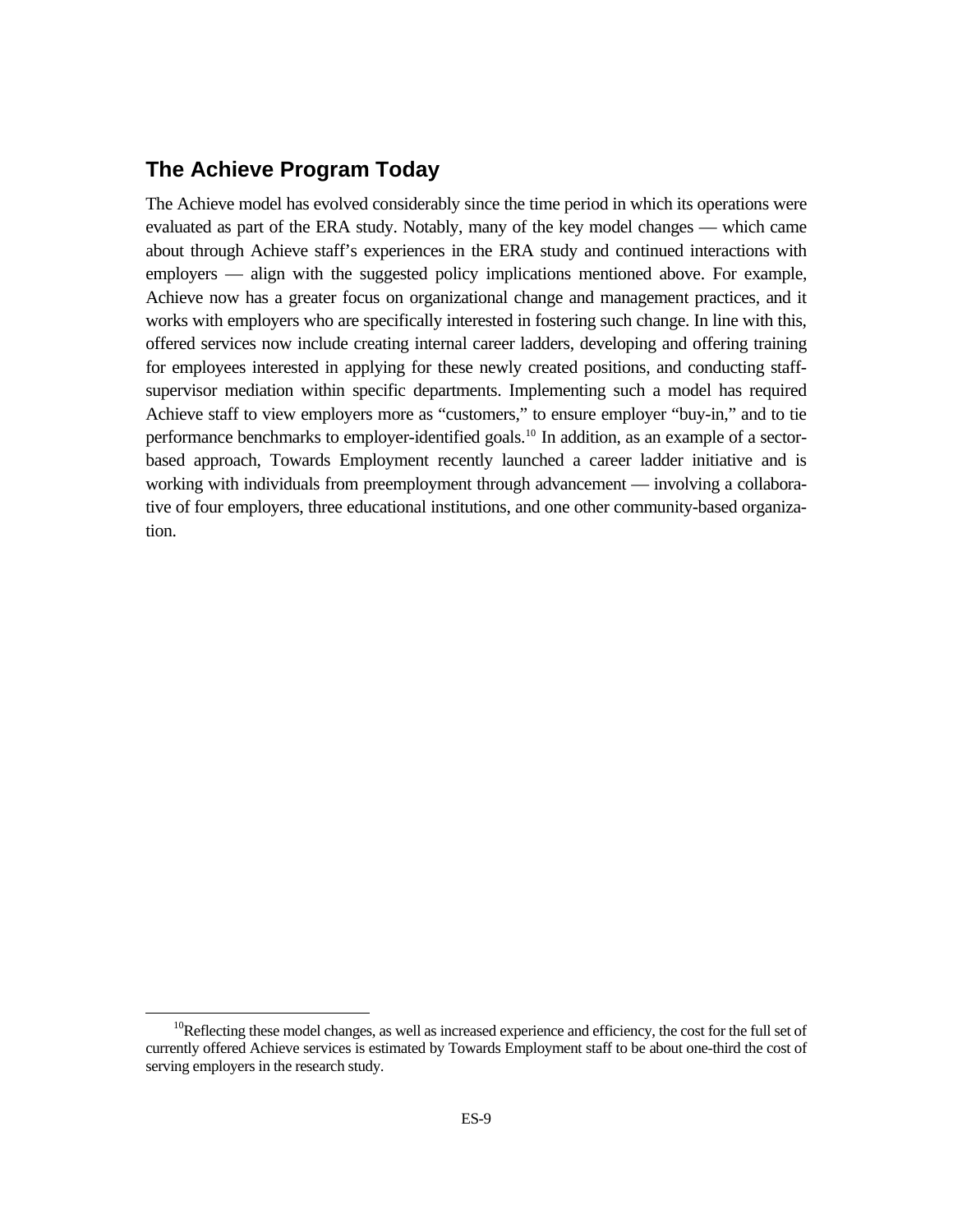## The Achieve Program Today

The Achieve model has evolved considerably since the time period in which its operations were evaluated as part of the ERA study. Notably, many of the key model changes — which came about through Achieve staff's experiences in the ERA study and continued interactions with employers — align with the suggested policy implications mentioned above. For example, Achieve now has a greater focus on organizational change and management practices, and it works with employers who are specifically interested in fostering such change. In line with this, offered services now include creating internal career ladders, developing and offering training for employees interested in applying for these newly created positions, and conducting staff-supervisor mediation within specific departments. Implementing such a model has required Achieve staff to view employers more as "customers," to ensure employer "buy-in," and to tie performance benchmarks to employer-identified goals.[10] In addition, as an example of a sector-based approach, Towards Employment recently launched a career ladder initiative and is working with individuals from preemployment through advancement — involving a collaborative of four employers, three educational institutions, and one other community-based organization.

[10] Reflecting these model changes, as well as increased experience and efficiency, the cost for the full set of currently offered Achieve services is estimated by Towards Employment staff to be about one-third the cost of serving employers in the research study.